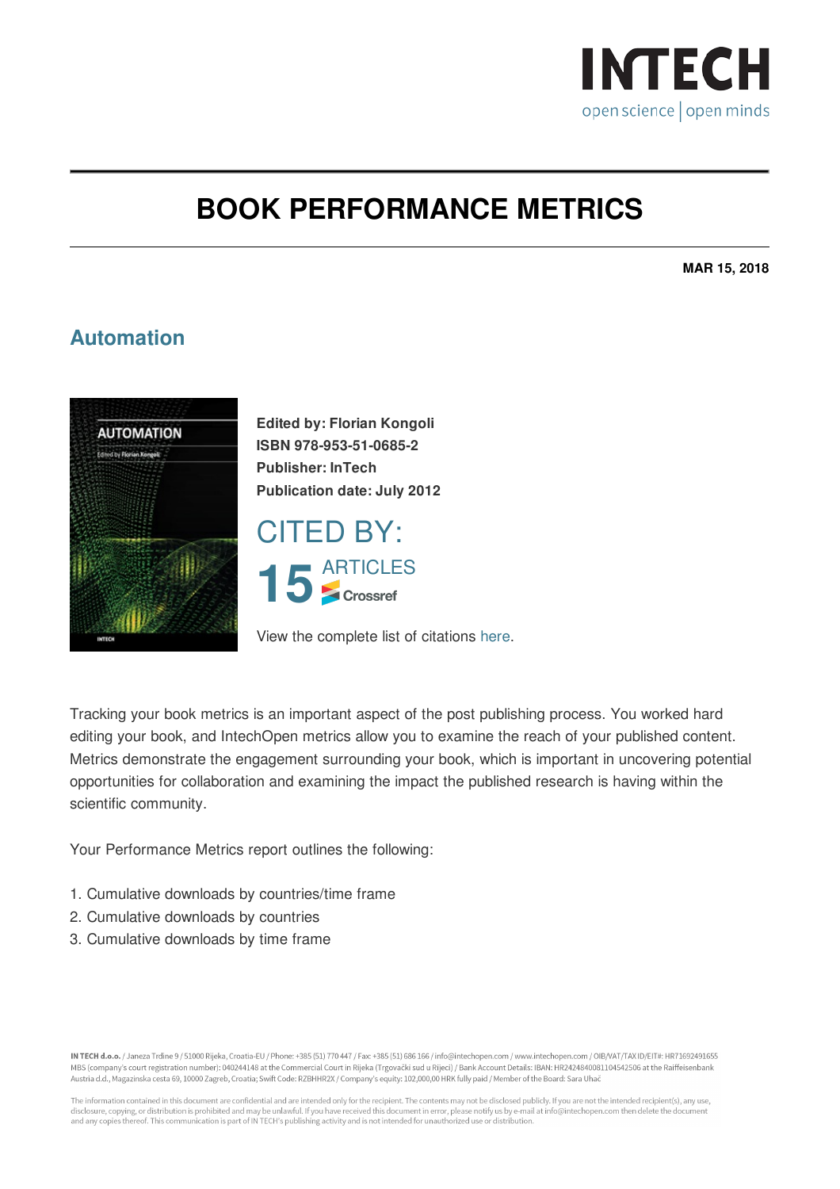# BOOK PERFORMANCE METRICS

**MAR 15, 2018**

## Automation

**Edited by: Florian Kongoli**
**ISBN 978-953-51-0685-2**
**Publisher: InTech**
**Publication date: July 2012**

CITED BY:

15 ARTICLES Crossref

View the complete list of citations here.

Tracking your book metrics is an important aspect of the post publishing process. You worked hard editing your book, and IntechOpen metrics allow you to examine the reach of your published content. Metrics demonstrate the engagement surrounding your book, which is important in uncovering potential opportunities for collaboration and examining the impact the published research is having within the scientific community.

Your Performance Metrics report outlines the following:

1. Cumulative downloads by countries/time frame
2. Cumulative downloads by countries
3. Cumulative downloads by time frame

IN TECH d.o.o. / Janeza Trdine 9 / 51000 Rijeka, Croatia-EU / Phone: +385 (51) 770 447 / Fax: +385 (51) 686 166 / info@intechopen.com / www.intechopen.com / OIB/VAT/TAX ID/EIT#: HR71692491655 MBS (company's court registration number): 040244148 at the Commercial Court in Rijeka (Trgovački sud u Rijeci) / Bank Account Details: IBAN: HR2424840081104542506 at the Raiffeisenbank Austria d.d., Magazinska cesta 69, 10000 Zagreb, Croatia; Swift Code: RZBHHR2X / Company's equity: 102,000,00 HRK fully paid / Member of the Board: Sara Uhać

The information contained in this document are confidential and are intended only for the recipient. The contents may not be disclosed publicly. If you are not the intended recipient(s), any use, disclosure, copying, or distribution is prohibited and may be unlawful. If you have received this document in error, please notify us by e-mail at info@intechopen.com then delete the document and any copies thereof. This communication is part of IN TECH's publishing activity and is not intended for unauthorized use or distribution.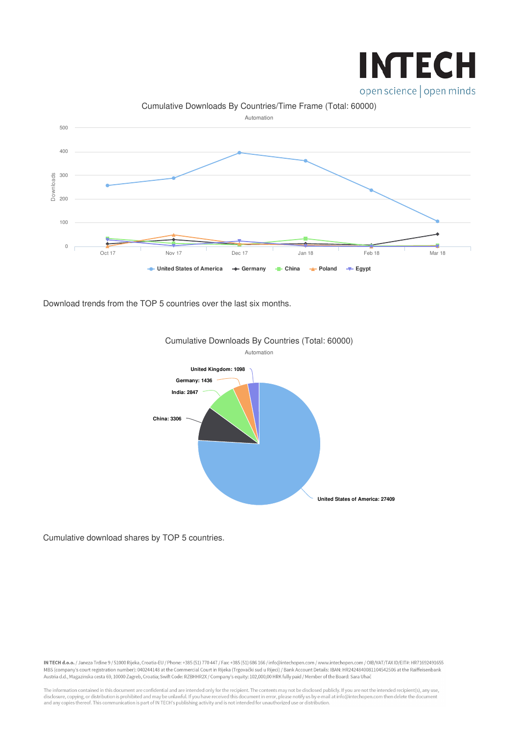Cumulative Downloads By Countries/Time Frame (Total: 60000)

Automation

Download trends from the TOP 5 countries over the last six months.

Cumulative Downloads By Countries (Total: 60000)

Automation

Cumulative download shares by TOP 5 countries.

**IN TECH d.o.o.** / Janeza Trdine 9 / 51000 Rijeka, Croatia-EU / Phone: +385 (51) 770 447 / Fax: +385 (51) 686 166 / info@intechopen.com / www.intechopen.com / OIB/VAT/TAX ID/EIT#: HR71692491655 MBS (company's court registration number): 040244148 at the Commercial Court in Rijeka (Trgovački sud u Rijeci) / Bank Account Details: IBAN: HR2424840081104542506 at the Raiffeisenbank Austria d.d., Magazinska cesta 69, 10000 Zagreb, Croatia; Swift Code: RZBHHR2X / Company's equity: 102,000,00 HRK fully paid / Member of the Board: Sara Uhač

The information contained in this document are confidential and are intended only for the recipient. The contents may not be disclosed publicly. If you are not the intended recipient(s), any use, disclosure, copying, or distribution is prohibited and may be unlawful. If you have received this document in error, please notify us by e-mail at info@intechopen.com then delete the document and any copies thereof. This communication is part of IN TECH's publishing activity and is not intended for unauthorized use or distribution.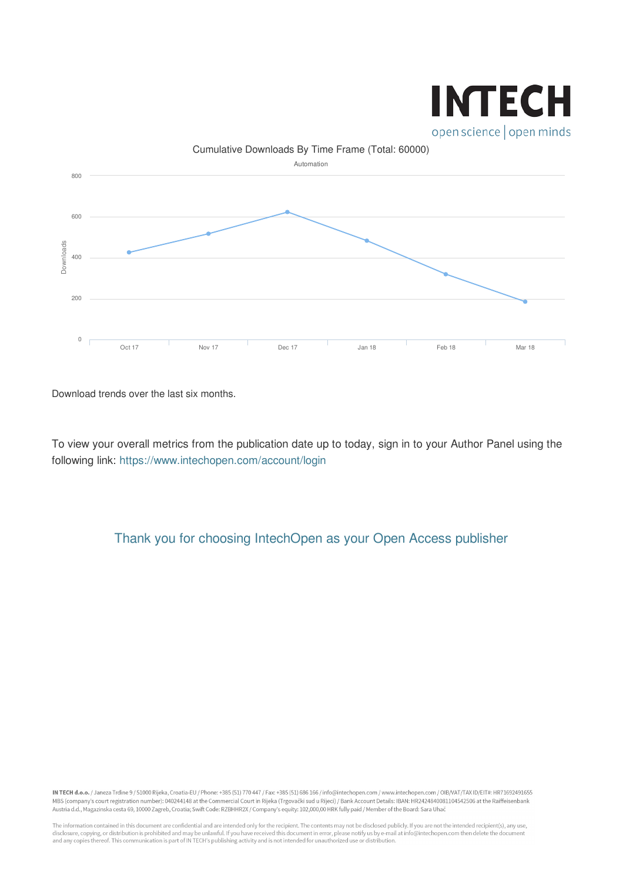INTECH

open science | open minds

Cumulative Downloads By Time Frame (Total: 60000)

Automation

800

600

400

200

0

Downloads

Oct 17

Nov 17

Dec 17

Jan 18

Feb 18

Mar 18

Download trends over the last six months.

To view your overall metrics from the publication date up to today, sign in to your Author Panel using the following link: https://www.intechopen.com/account/login

Thank you for choosing IntechOpen as your Open Access publisher

**IN TECH d.o.o.** / Janeza Trdine 9 / 51000 Rijeka, Croatia-EU / Phone: +385 (51) 770 447 / Fax: +385 (51) 686 166 / info@intechopen.com / www.intechopen.com / OIB/VAT/TAX ID/EIT#: HR71692491655 MBS (company's court registration number): 040244148 at the Commercial Court in Rijeka (Trgovački sud u Rijeci) / Bank Account Details: IBAN: HR2424840081104542506 at the Raiffeisenbank Austria d.d., Magazinska cesta 69, 10000 Zagreb, Croatia; Swift Code: RZBHHR2X / Company's equity: 102,000,00 HRK fully paid / Member of the Board: Sara Uhač

The information contained in this document are confidential and are intended only for the recipient. The contents may not be disclosed publicly. If you are not the intended recipient(s), any use, disclosure, copying, or distribution is prohibited and may be unlawful. If you have received this document in error, please notify us by e-mail at info@intechopen.com then delete the document and any copies thereof. This communication is part of IN TECH's publishing activity and is not intended for unauthorized use or distribution.